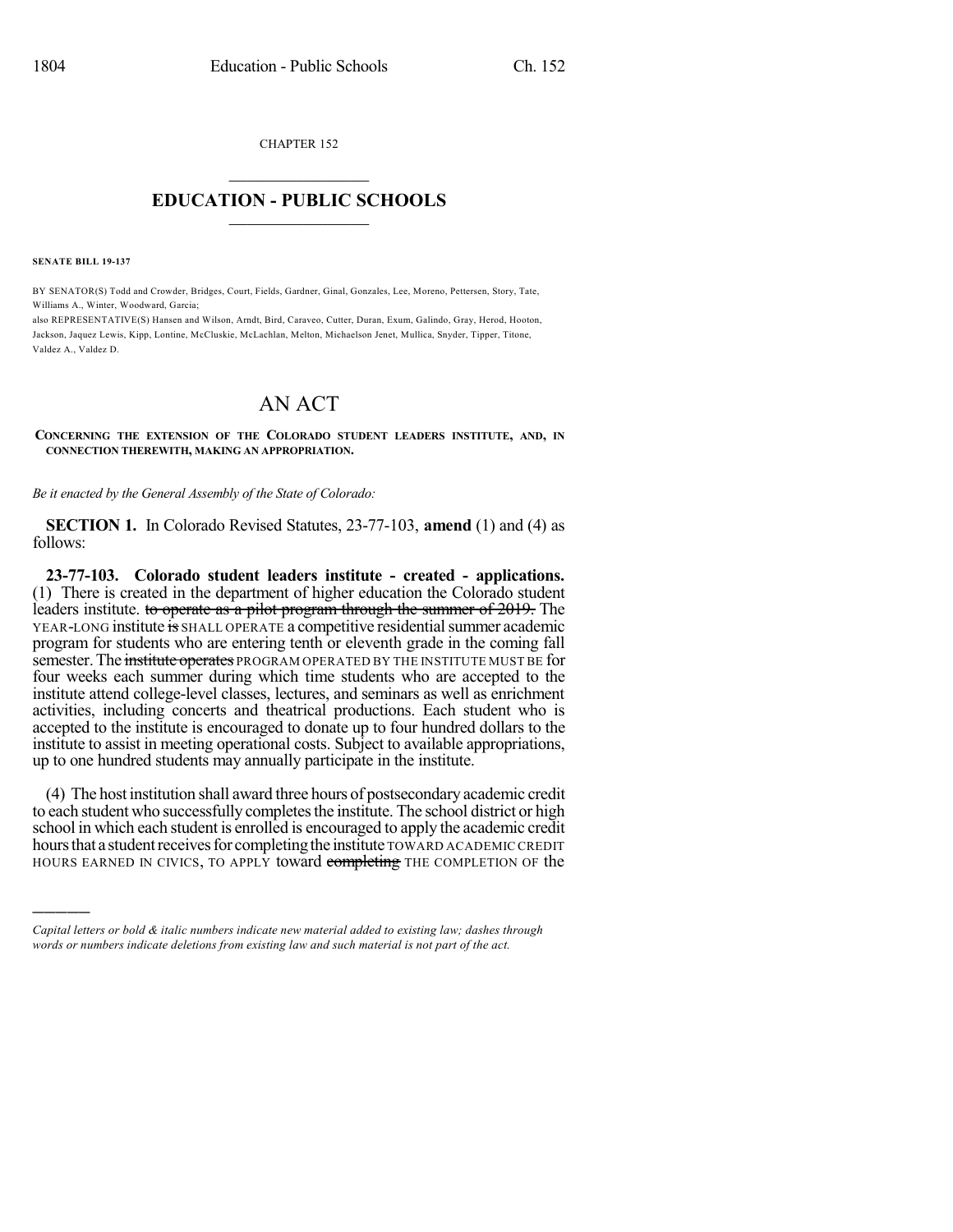CHAPTER 152

# EDUCATION - PUBLIC SCHOOLS

**SENATE BILL 19-137**

BY SENATOR(S) Todd and Crowder, Bridges, Court, Fields, Gardner, Ginal, Gonzales, Lee, Moreno, Pettersen, Story, Tate, Williams A., Winter, Woodward, Garcia;
also REPRESENTATIVE(S) Hansen and Wilson, Arndt, Bird, Caraveo, Cutter, Duran, Exum, Galindo, Gray, Herod, Hooton, Jackson, Jaquez Lewis, Kipp, Lontine, McCluskie, McLachlan, Melton, Michaelson Jenet, Mullica, Snyder, Tipper, Titone, Valdez A., Valdez D.

# AN ACT

**CONCERNING THE EXTENSION OF THE COLORADO STUDENT LEADERS INSTITUTE, AND, IN CONNECTION THEREWITH, MAKING AN APPROPRIATION.**

*Be it enacted by the General Assembly of the State of Colorado:*

**SECTION 1.** In Colorado Revised Statutes, 23-77-103, **amend** (1) and (4) as follows:

**23-77-103. Colorado student leaders institute - created - applications.** (1) There is created in the department of higher education the Colorado student leaders institute. ~~to operate as a pilot program through the summer of 2019.~~ The YEAR-LONG institute ~~is~~ SHALL OPERATE a competitive residential summer academic program for students who are entering tenth or eleventh grade in the coming fall semester. The ~~institute operates~~ PROGRAM OPERATED BY THE INSTITUTE MUST BE for four weeks each summer during which time students who are accepted to the institute attend college-level classes, lectures, and seminars as well as enrichment activities, including concerts and theatrical productions. Each student who is accepted to the institute is encouraged to donate up to four hundred dollars to the institute to assist in meeting operational costs. Subject to available appropriations, up to one hundred students may annually participate in the institute.

(4) The host institution shall award three hours of postsecondary academic credit to each student who successfully completes the institute. The school district or high school in which each student is enrolled is encouraged to apply the academic credit hours that a student receives for completing the institute TOWARD ACADEMIC CREDIT HOURS EARNED IN CIVICS, TO APPLY toward ~~completing~~ THE COMPLETION OF the

---

*Capital letters or bold & italic numbers indicate new material added to existing law; dashes through words or numbers indicate deletions from existing law and such material is not part of the act.*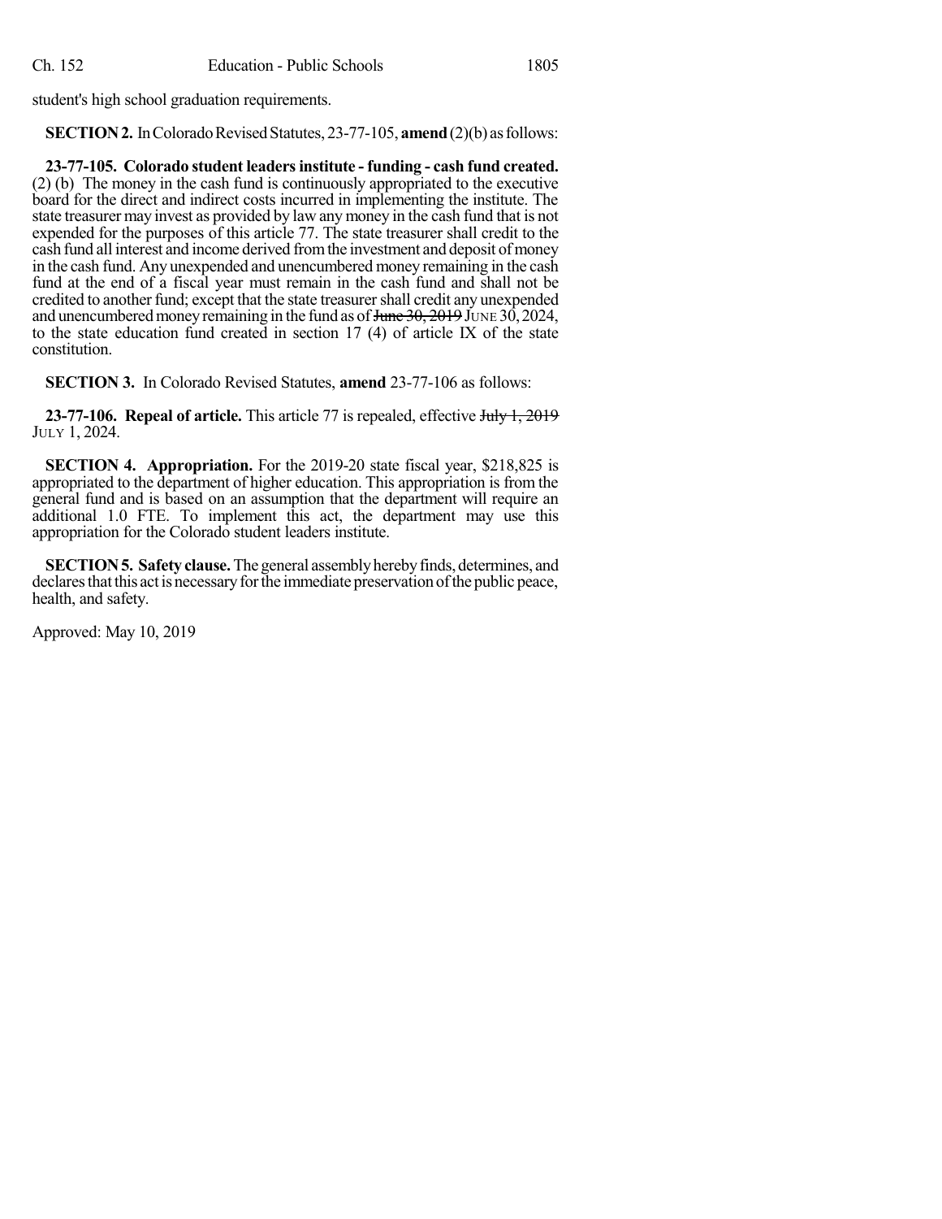student's high school graduation requirements.

**SECTION 2.** In Colorado Revised Statutes, 23-77-105, **amend** (2)(b) as follows:

**23-77-105. Colorado student leaders institute - funding - cash fund created.** (2) (b) The money in the cash fund is continuously appropriated to the executive board for the direct and indirect costs incurred in implementing the institute. The state treasurer may invest as provided by law any money in the cash fund that is not expended for the purposes of this article 77. The state treasurer shall credit to the cash fund all interest and income derived from the investment and deposit of money in the cash fund. Any unexpended and unencumbered money remaining in the cash fund at the end of a fiscal year must remain in the cash fund and shall not be credited to another fund; except that the state treasurer shall credit any unexpended and unencumbered money remaining in the fund as of ~~June 30, 2019~~ JUNE 30, 2024, to the state education fund created in section 17 (4) of article IX of the state constitution.

**SECTION 3.** In Colorado Revised Statutes, **amend** 23-77-106 as follows:

**23-77-106. Repeal of article.** This article 77 is repealed, effective ~~July 1, 2019~~ JULY 1, 2024.

**SECTION 4. Appropriation.** For the 2019-20 state fiscal year, $218,825 is appropriated to the department of higher education. This appropriation is from the general fund and is based on an assumption that the department will require an additional 1.0 FTE. To implement this act, the department may use this appropriation for the Colorado student leaders institute.

**SECTION 5. Safety clause.** The general assembly hereby finds, determines, and declares that this act is necessary for the immediate preservation of the public peace, health, and safety.

Approved: May 10, 2019